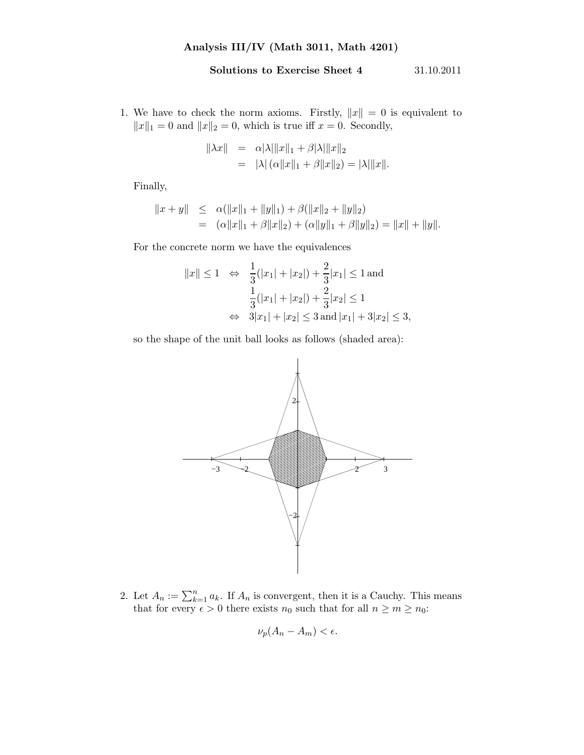**Analysis III/IV (Math 3011, Math 4201)**

**Solutions to Exercise Sheet 4** 31.10.2011

1. We have to check the norm axioms. Firstly, $\|x\| = 0$ is equivalent to $\|x\|_1 = 0$ and $\|x\|_2 = 0$, which is true iff $x = 0$. Secondly,

$$
\begin{aligned}
\|\lambda x\| &= \alpha|\lambda|\|x\|_1 + \beta|\lambda|\|x\|_2 \\
&= |\lambda|\left(\alpha\|x\|_1 + \beta\|x\|_2\right) = |\lambda|\|x\|.
\end{aligned}
$$

Finally,

$$
\begin{aligned}
\|x + y\| &\leq \alpha(\|x\|_1 + \|y\|_1) + \beta(\|x\|_2 + \|y\|_2) \\
&= (\alpha\|x\|_1 + \beta\|x\|_2) + (\alpha\|y\|_1 + \beta\|y\|_2) = \|x\| + \|y\|.
\end{aligned}
$$

For the concrete norm we have the equivalences

$$
\begin{aligned}
\|x\| \leq 1 \quad &\Leftrightarrow \quad \frac{1}{3}(|x_1| + |x_2|) + \frac{2}{3}|x_1| \leq 1 \text{ and} \\
&\phantom{\Leftrightarrow} \quad \frac{1}{3}(|x_1| + |x_2|) + \frac{2}{3}|x_2| \leq 1 \\
&\Leftrightarrow \quad 3|x_1| + |x_2| \leq 3 \text{ and } |x_1| + 3|x_2| \leq 3,
\end{aligned}
$$

so the shape of the unit ball looks as follows (shaded area):

2. Let $A_n := \sum_{k=1}^{n} a_k$. If $A_n$ is convergent, then it is a Cauchy. This means that for every $\epsilon > 0$ there exists $n_0$ such that for all $n \geq m \geq n_0$:

$$
\nu_p(A_n - A_m) < \epsilon.
$$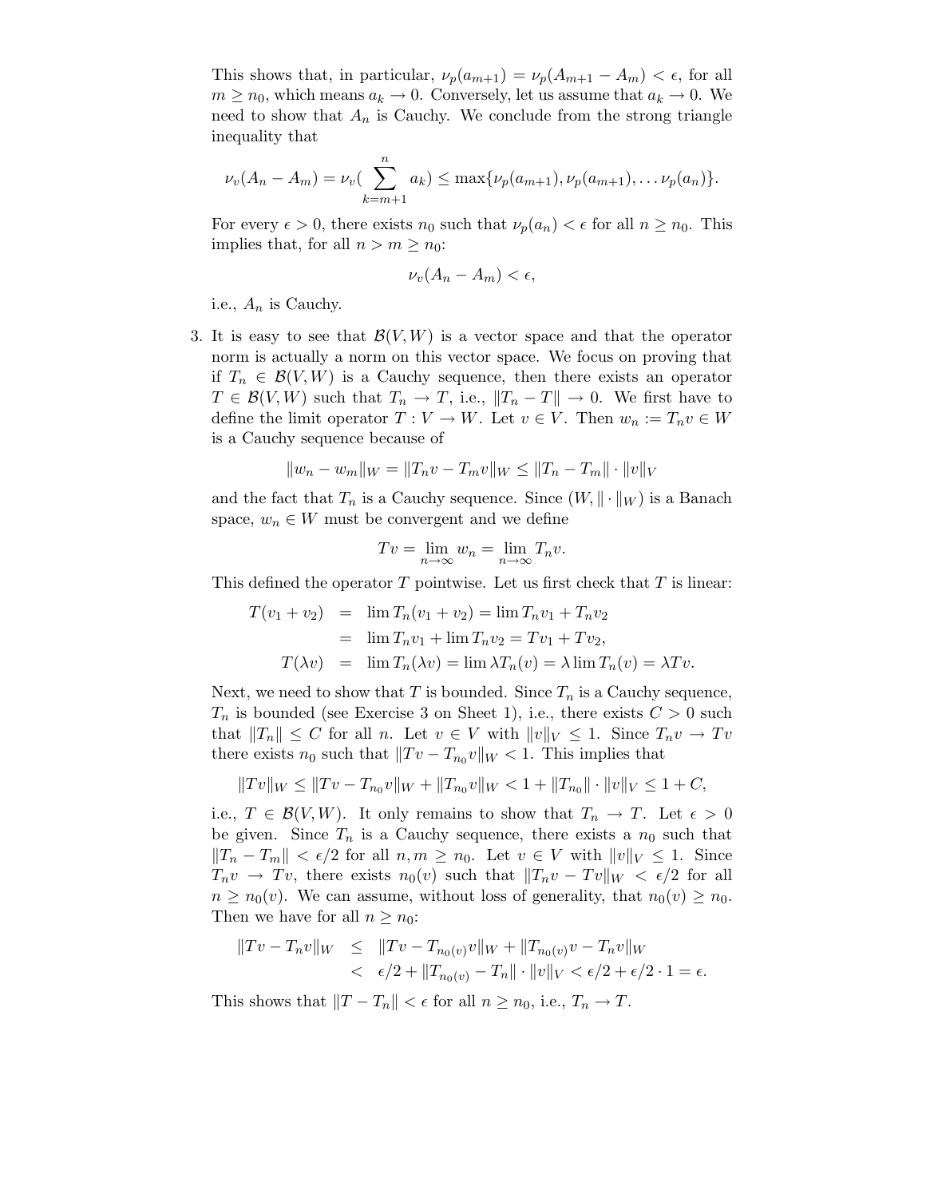This shows that, in particular, $\nu_p(a_{m+1}) = \nu_p(A_{m+1} - A_m) < \epsilon$, for all $m \geq n_0$, which means $a_k \to 0$. Conversely, let us assume that $a_k \to 0$. We need to show that $A_n$ is Cauchy. We conclude from the strong triangle inequality that

$$\nu_v(A_n - A_m) = \nu_v(\sum_{k=m+1}^{n} a_k) \leq \max\{\nu_p(a_{m+1}), \nu_p(a_{m+1}), \ldots \nu_p(a_n)\}.$$

For every $\epsilon > 0$, there exists $n_0$ such that $\nu_p(a_n) < \epsilon$ for all $n \geq n_0$. This implies that, for all $n > m \geq n_0$:

$$\nu_v(A_n - A_m) < \epsilon,$$

i.e., $A_n$ is Cauchy.

3. It is easy to see that $\mathcal{B}(V, W)$ is a vector space and that the operator norm is actually a norm on this vector space. We focus on proving that if $T_n \in \mathcal{B}(V, W)$ is a Cauchy sequence, then there exists an operator $T \in \mathcal{B}(V, W)$ such that $T_n \to T$, i.e., $\|T_n - T\| \to 0$. We first have to define the limit operator $T : V \to W$. Let $v \in V$. Then $w_n := T_n v \in W$ is a Cauchy sequence because of

$$\|w_n - w_m\|_W = \|T_n v - T_m v\|_W \leq \|T_n - T_m\| \cdot \|v\|_V$$

and the fact that $T_n$ is a Cauchy sequence. Since $(W, \|\cdot\|_W)$ is a Banach space, $w_n \in W$ must be convergent and we define

$$Tv = \lim_{n\to\infty} w_n = \lim_{n\to\infty} T_n v.$$

This defined the operator $T$ pointwise. Let us first check that $T$ is linear:

$$\begin{aligned}
T(v_1 + v_2) &= \lim T_n(v_1 + v_2) = \lim T_n v_1 + T_n v_2 \\
&= \lim T_n v_1 + \lim T_n v_2 = Tv_1 + Tv_2, \\
T(\lambda v) &= \lim T_n(\lambda v) = \lim \lambda T_n(v) = \lambda \lim T_n(v) = \lambda T v.
\end{aligned}$$

Next, we need to show that $T$ is bounded. Since $T_n$ is a Cauchy sequence, $T_n$ is bounded (see Exercise 3 on Sheet 1), i.e., there exists $C > 0$ such that $\|T_n\| \leq C$ for all $n$. Let $v \in V$ with $\|v\|_V \leq 1$. Since $T_n v \to Tv$ there exists $n_0$ such that $\|Tv - T_{n_0} v\|_W < 1$. This implies that

$$\|Tv\|_W \leq \|Tv - T_{n_0} v\|_W + \|T_{n_0} v\|_W < 1 + \|T_{n_0}\| \cdot \|v\|_V \leq 1 + C,$$

i.e., $T \in \mathcal{B}(V, W)$. It only remains to show that $T_n \to T$. Let $\epsilon > 0$ be given. Since $T_n$ is a Cauchy sequence, there exists a $n_0$ such that $\|T_n - T_m\| < \epsilon/2$ for all $n, m \geq n_0$. Let $v \in V$ with $\|v\|_V \leq 1$. Since $T_n v \to Tv$, there exists $n_0(v)$ such that $\|T_n v - Tv\|_W < \epsilon/2$ for all $n \geq n_0(v)$. We can assume, without loss of generality, that $n_0(v) \geq n_0$. Then we have for all $n \geq n_0$:

$$\begin{aligned}
\|Tv - T_n v\|_W &\leq \|Tv - T_{n_0(v)} v\|_W + \|T_{n_0(v)} v - T_n v\|_W \\
&< \epsilon/2 + \|T_{n_0(v)} - T_n\| \cdot \|v\|_V < \epsilon/2 + \epsilon/2 \cdot 1 = \epsilon.
\end{aligned}$$

This shows that $\|T - T_n\| < \epsilon$ for all $n \geq n_0$, i.e., $T_n \to T$.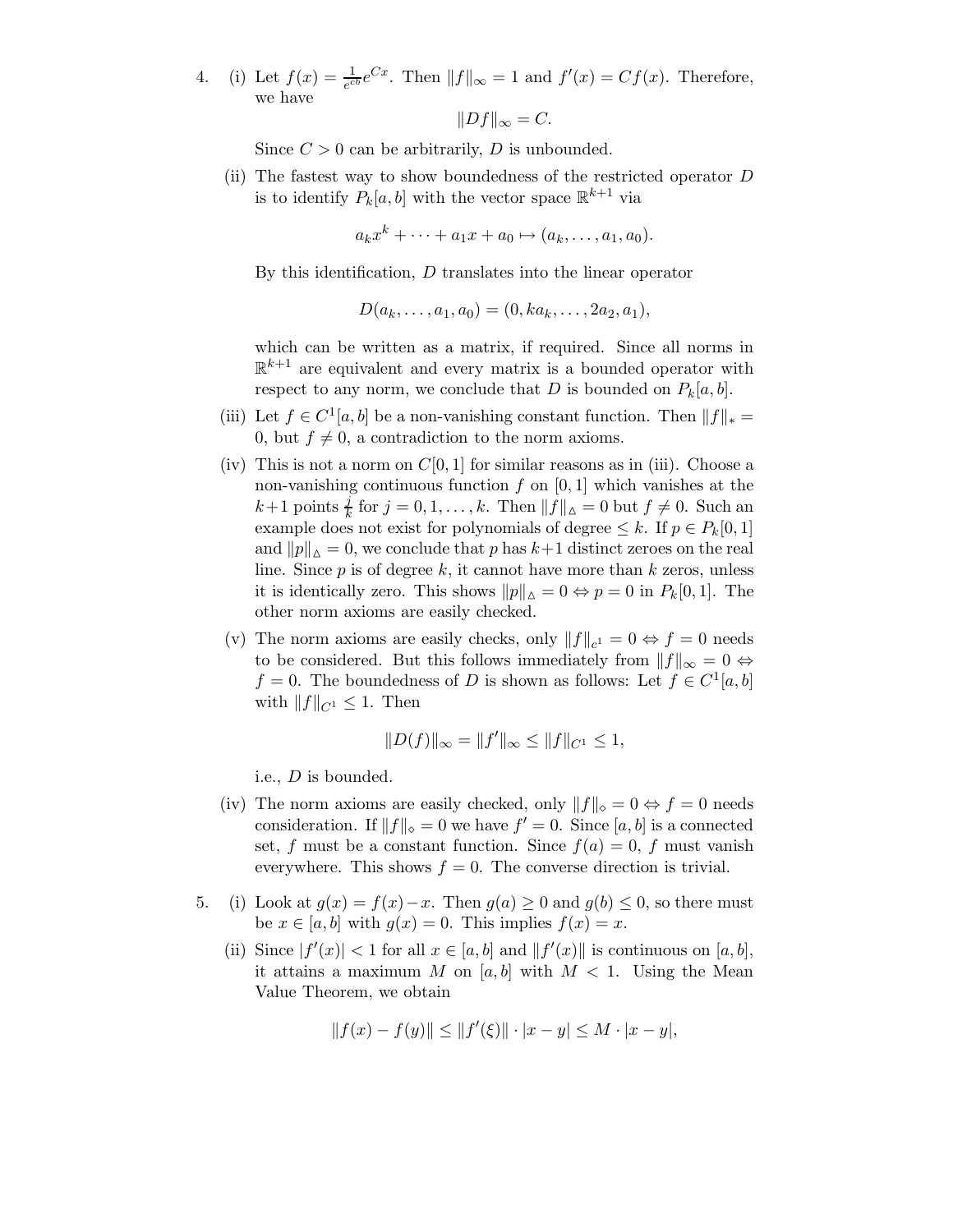4. (i) Let $f(x) = \frac{1}{e^{cb}} e^{Cx}$. Then $\|f\|_\infty = 1$ and $f'(x) = Cf(x)$. Therefore, we have

$$\|Df\|_\infty = C.$$

Since $C > 0$ can be arbitrarily, $D$ is unbounded.

(ii) The fastest way to show boundedness of the restricted operator $D$ is to identify $P_k[a,b]$ with the vector space $\mathbb{R}^{k+1}$ via

$$a_k x^k + \cdots + a_1 x + a_0 \mapsto (a_k, \ldots, a_1, a_0).$$

By this identification, $D$ translates into the linear operator

$$D(a_k, \ldots, a_1, a_0) = (0, k a_k, \ldots, 2a_2, a_1),$$

which can be written as a matrix, if required. Since all norms in $\mathbb{R}^{k+1}$ are equivalent and every matrix is a bounded operator with respect to any norm, we conclude that $D$ is bounded on $P_k[a,b]$.

(iii) Let $f \in C^1[a,b]$ be a non-vanishing constant function. Then $\|f\|_* = 0$, but $f \neq 0$, a contradiction to the norm axioms.

(iv) This is not a norm on $C[0,1]$ for similar reasons as in (iii). Choose a non-vanishing continuous function $f$ on $[0,1]$ which vanishes at the $k+1$ points $\frac{j}{k}$ for $j = 0, 1, \ldots, k$. Then $\|f\|_\vartriangle = 0$ but $f \neq 0$. Such an example does not exist for polynomials of degree $\leq k$. If $p \in P_k[0,1]$ and $\|p\|_\vartriangle = 0$, we conclude that $p$ has $k+1$ distinct zeroes on the real line. Since $p$ is of degree $k$, it cannot have more than $k$ zeros, unless it is identically zero. This shows $\|p\|_\vartriangle = 0 \Leftrightarrow p = 0$ in $P_k[0,1]$. The other norm axioms are easily checked.

(v) The norm axioms are easily checks, only $\|f\|_{c^1} = 0 \Leftrightarrow f = 0$ needs to be considered. But this follows immediately from $\|f\|_\infty = 0 \Leftrightarrow f = 0$. The boundedness of $D$ is shown as follows: Let $f \in C^1[a,b]$ with $\|f\|_{C^1} \leq 1$. Then

$$\|D(f)\|_\infty = \|f'\|_\infty \leq \|f\|_{C^1} \leq 1,$$

i.e., $D$ is bounded.

(iv) The norm axioms are easily checked, only $\|f\|_\diamond = 0 \Leftrightarrow f = 0$ needs consideration. If $\|f\|_\diamond = 0$ we have $f' = 0$. Since $[a,b]$ is a connected set, $f$ must be a constant function. Since $f(a) = 0$, $f$ must vanish everywhere. This shows $f = 0$. The converse direction is trivial.

5. (i) Look at $g(x) = f(x) - x$. Then $g(a) \geq 0$ and $g(b) \leq 0$, so there must be $x \in [a,b]$ with $g(x) = 0$. This implies $f(x) = x$.

(ii) Since $|f'(x)| < 1$ for all $x \in [a,b]$ and $\|f'(x)\|$ is continuous on $[a,b]$, it attains a maximum $M$ on $[a,b]$ with $M < 1$. Using the Mean Value Theorem, we obtain

$$\|f(x) - f(y)\| \leq \|f'(\xi)\| \cdot |x - y| \leq M \cdot |x - y|,$$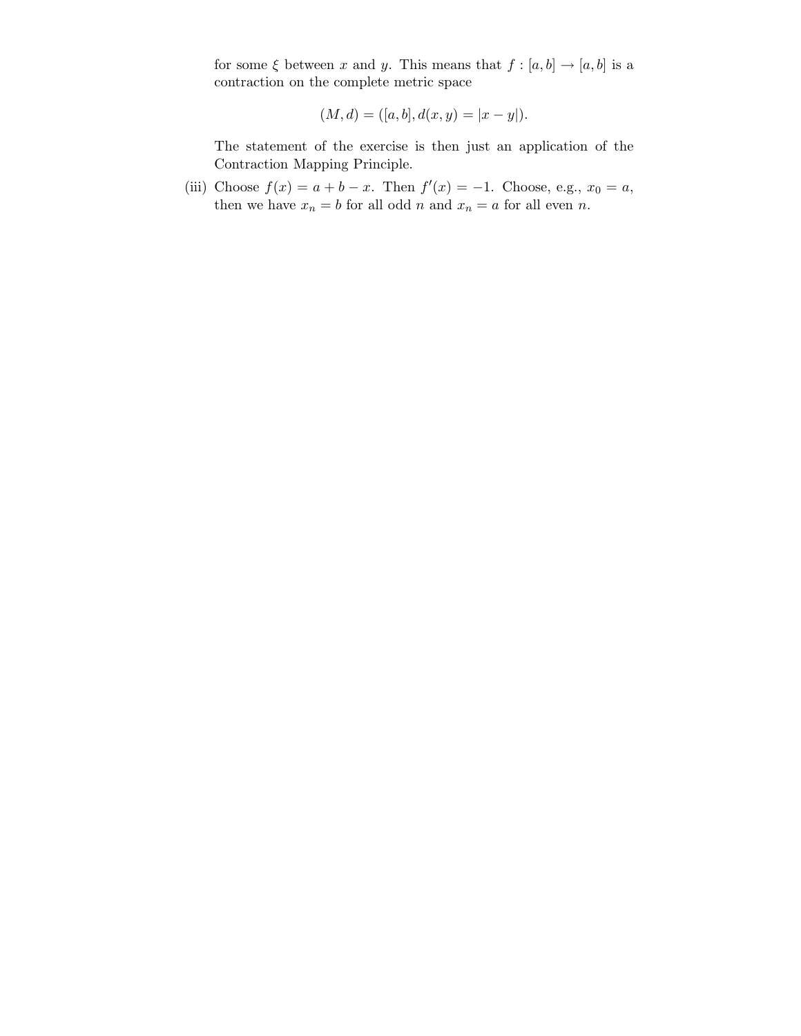for some $\xi$ between $x$ and $y$. This means that $f : [a, b] \to [a, b]$ is a contraction on the complete metric space

$$(M, d) = ([a, b], d(x, y) = |x - y|).$$

The statement of the exercise is then just an application of the Contraction Mapping Principle.

(iii) Choose $f(x) = a + b - x$. Then $f'(x) = -1$. Choose, e.g., $x_0 = a$, then we have $x_n = b$ for all odd $n$ and $x_n = a$ for all even $n$.